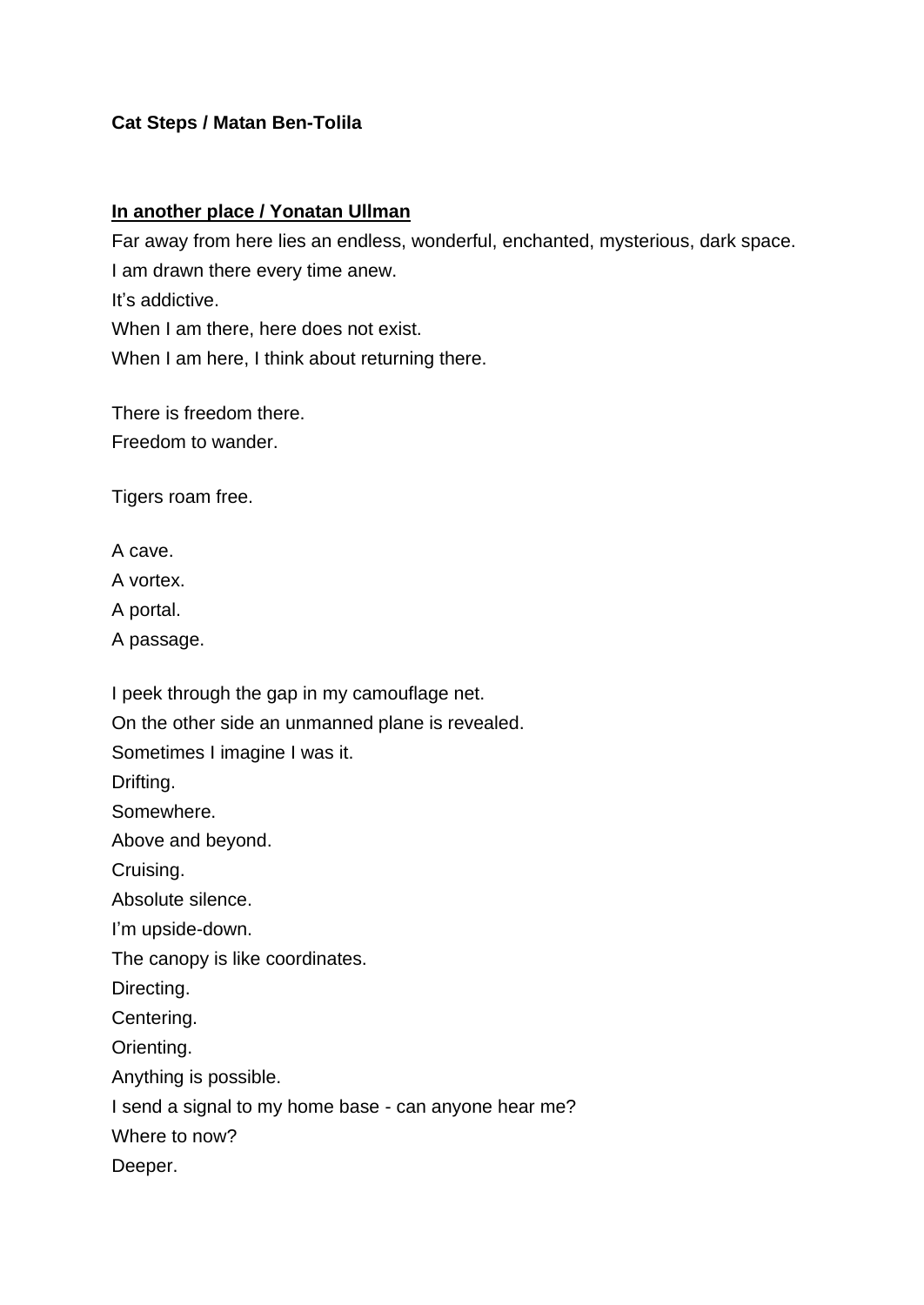**Cat Steps / Matan Ben-Tolila**

**In another place / Yonatan Ullman**

Far away from here lies an endless, wonderful, enchanted, mysterious, dark space.
I am drawn there every time anew.
It's addictive.
When I am there, here does not exist.
When I am here, I think about returning there.

There is freedom there.
Freedom to wander.

Tigers roam free.

A cave.
A vortex.
A portal.
A passage.

I peek through the gap in my camouflage net.
On the other side an unmanned plane is revealed.
Sometimes I imagine I was it.
Drifting.
Somewhere.
Above and beyond.
Cruising.
Absolute silence.
I'm upside-down.
The canopy is like coordinates.
Directing.
Centering.
Orienting.
Anything is possible.
I send a signal to my home base - can anyone hear me?
Where to now?
Deeper.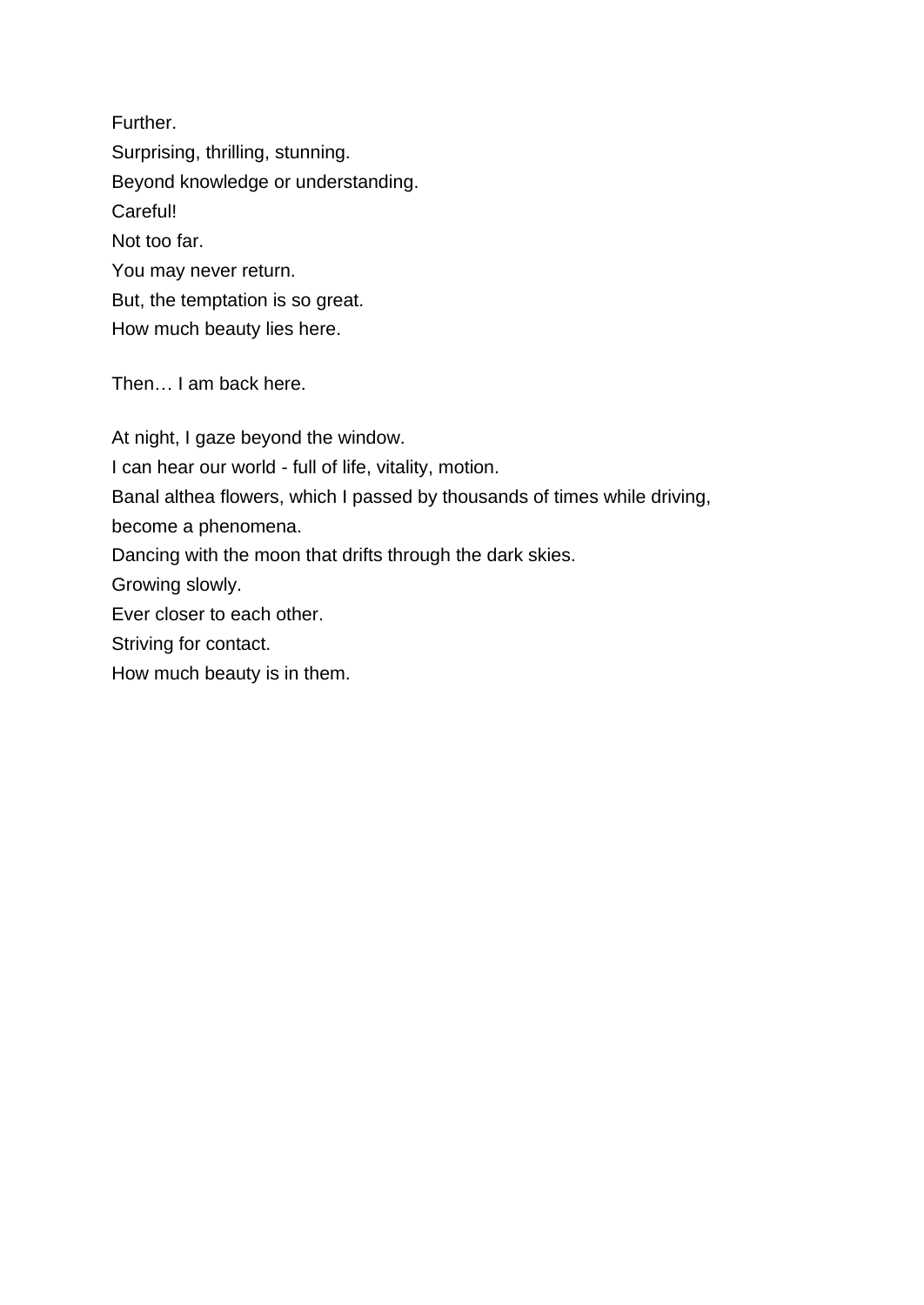Further.  
Surprising, thrilling, stunning.  
Beyond knowledge or understanding.  
Careful!  
Not too far.  
You may never return.  
But, the temptation is so great.  
How much beauty lies here.

Then… I am back here.

At night, I gaze beyond the window.  
I can hear our world - full of life, vitality, motion.  
Banal althea flowers, which I passed by thousands of times while driving,  
become a phenomena.  
Dancing with the moon that drifts through the dark skies.  
Growing slowly.  
Ever closer to each other.  
Striving for contact.  
How much beauty is in them.